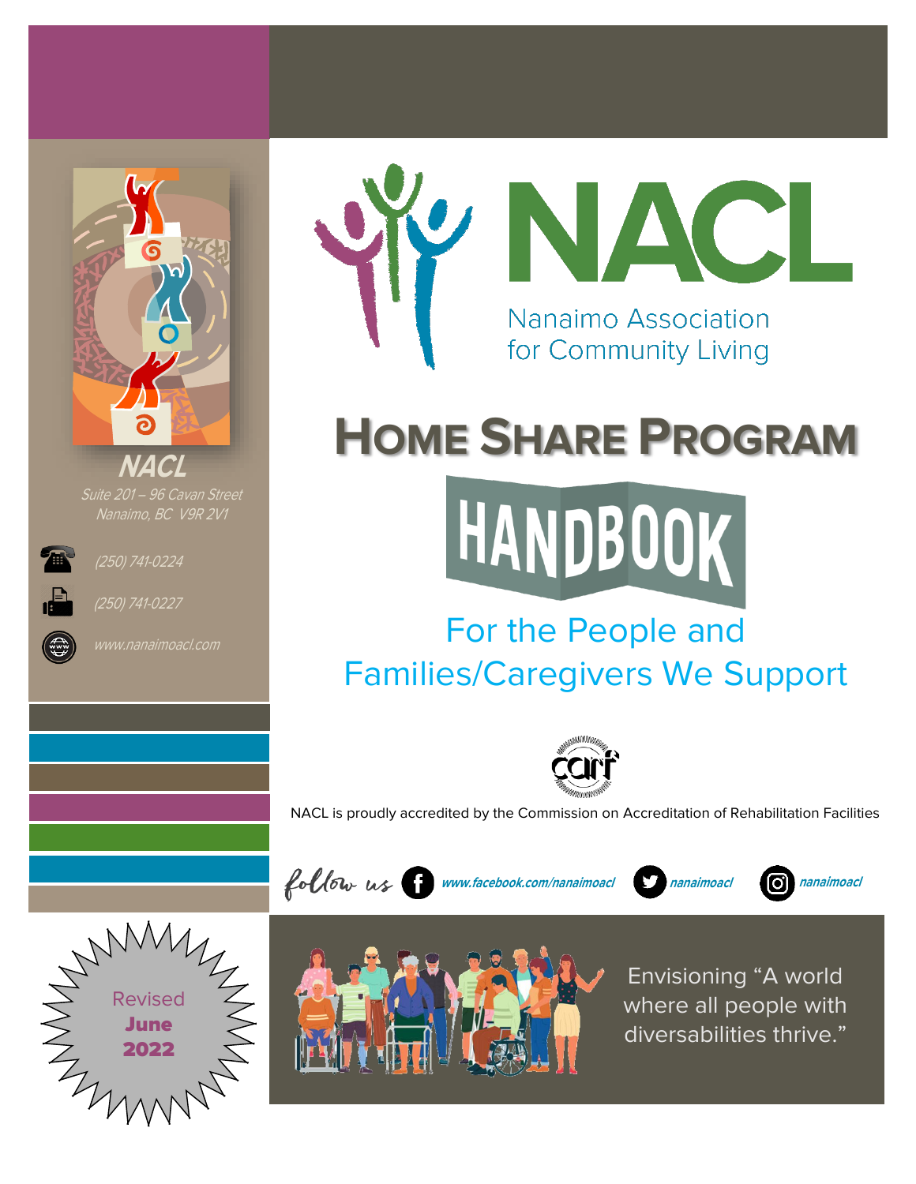# NACL

Nanaimo Association for Community Living

# HOME SHARE PROGRAM

## HANDBOOK

### For the People and Families/Caregivers We Support

**NACL**

Suite 201 – 96 Cavan Street
Nanaimo, BC V9R 2V1

(250) 741-0224

(250) 741-0227

www.nanaimoacl.com

NACL is proudly accredited by the Commission on Accreditation of Rehabilitation Facilities

follow us www.facebook.com/nanaimoacl nanaimoacl nanaimoacl

Revised **June 2022**

Envisioning "A world where all people with diversabilities thrive."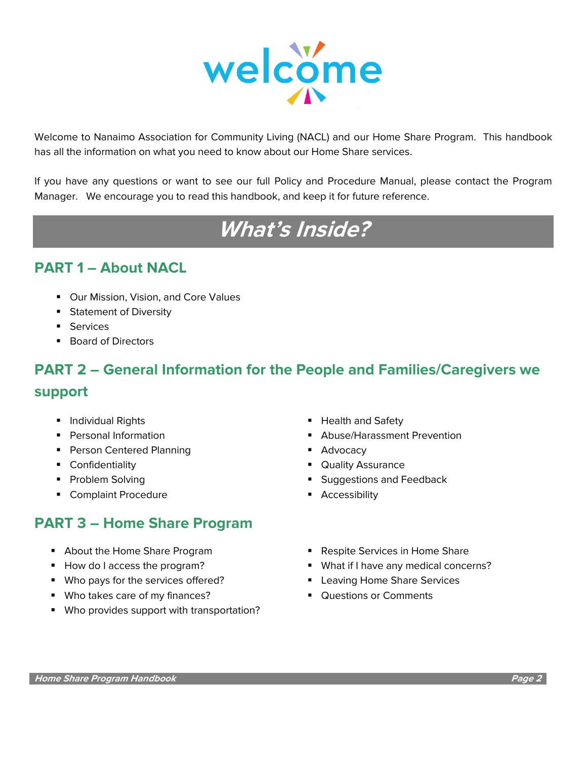# welcome

Welcome to Nanaimo Association for Community Living (NACL) and our Home Share Program. This handbook has all the information on what you need to know about our Home Share services.

If you have any questions or want to see our full Policy and Procedure Manual, please contact the Program Manager. We encourage you to read this handbook, and keep it for future reference.

# *What's Inside?*

## PART 1 – About NACL

- Our Mission, Vision, and Core Values
- Statement of Diversity
- Services
- Board of Directors

## PART 2 – General Information for the People and Families/Caregivers we support

- Individual Rights
- Personal Information
- Person Centered Planning
- Confidentiality
- Problem Solving
- Complaint Procedure
- Health and Safety
- Abuse/Harassment Prevention
- Advocacy
- Quality Assurance
- Suggestions and Feedback
- Accessibility

## PART 3 – Home Share Program

- About the Home Share Program
- How do I access the program?
- Who pays for the services offered?
- Who takes care of my finances?
- Who provides support with transportation?
- Respite Services in Home Share
- What if I have any medical concerns?
- Leaving Home Share Services
- Questions or Comments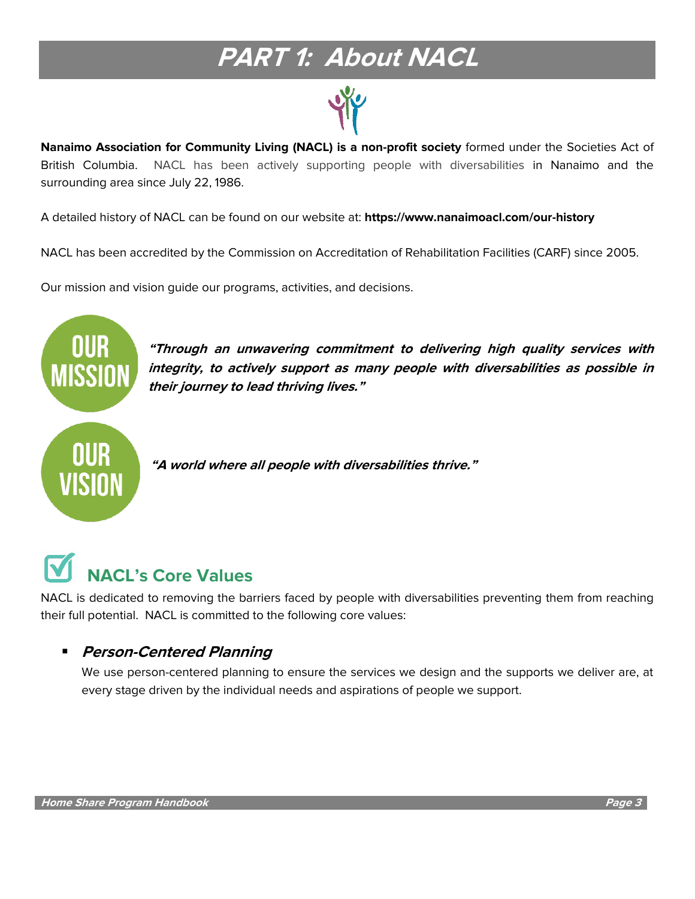# PART 1: About NACL

**Nanaimo Association for Community Living (NACL) is a non-profit society** formed under the Societies Act of British Columbia. NACL has been actively supporting people with diversabilities in Nanaimo and the surrounding area since July 22, 1986.

A detailed history of NACL can be found on our website at: **https://www.nanaimoacl.com/our-history**

NACL has been accredited by the Commission on Accreditation of Rehabilitation Facilities (CARF) since 2005.

Our mission and vision guide our programs, activities, and decisions.

**OUR MISSION**

***"Through an unwavering commitment to delivering high quality services with integrity, to actively support as many people with diversabilities as possible in their journey to lead thriving lives."***

**OUR VISION**

***"A world where all people with diversabilities thrive."***

## NACL's Core Values

NACL is dedicated to removing the barriers faced by people with diversabilities preventing them from reaching their full potential. NACL is committed to the following core values:

- ***Person-Centered Planning***

  We use person-centered planning to ensure the services we design and the supports we deliver are, at every stage driven by the individual needs and aspirations of people we support.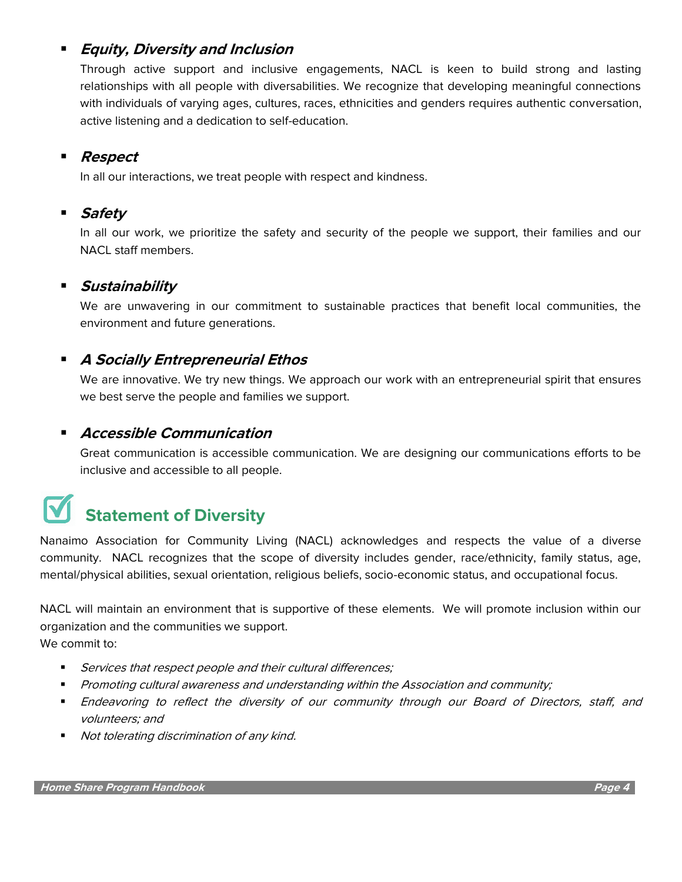- ***Equity, Diversity and Inclusion***

  Through active support and inclusive engagements, NACL is keen to build strong and lasting relationships with all people with diversabilities. We recognize that developing meaningful connections with individuals of varying ages, cultures, races, ethnicities and genders requires authentic conversation, active listening and a dedication to self-education.

- ***Respect***

  In all our interactions, we treat people with respect and kindness.

- ***Safety***

  In all our work, we prioritize the safety and security of the people we support, their families and our NACL staff members.

- ***Sustainability***

  We are unwavering in our commitment to sustainable practices that benefit local communities, the environment and future generations.

- ***A Socially Entrepreneurial Ethos***

  We are innovative. We try new things. We approach our work with an entrepreneurial spirit that ensures we best serve the people and families we support.

- ***Accessible Communication***

  Great communication is accessible communication. We are designing our communications efforts to be inclusive and accessible to all people.

## Statement of Diversity

Nanaimo Association for Community Living (NACL) acknowledges and respects the value of a diverse community. NACL recognizes that the scope of diversity includes gender, race/ethnicity, family status, age, mental/physical abilities, sexual orientation, religious beliefs, socio-economic status, and occupational focus.

NACL will maintain an environment that is supportive of these elements. We will promote inclusion within our organization and the communities we support.
We commit to:

- *Services that respect people and their cultural differences;*
- *Promoting cultural awareness and understanding within the Association and community;*
- *Endeavoring to reflect the diversity of our community through our Board of Directors, staff, and volunteers; and*
- *Not tolerating discrimination of any kind.*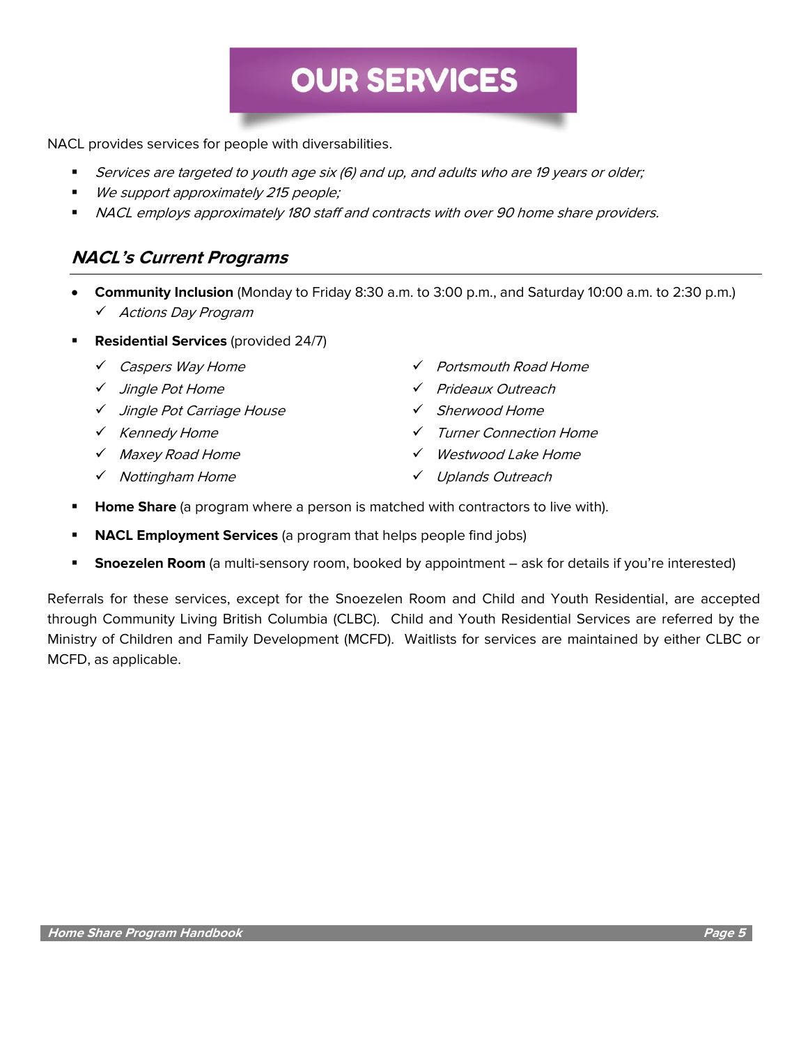# OUR SERVICES

NACL provides services for people with diversabilities.

- *Services are targeted to youth age six (6) and up, and adults who are 19 years or older;*
- *We support approximately 215 people;*
- *NACL employs approximately 180 staff and contracts with over 90 home share providers.*

## *NACL's Current Programs*

- **Community Inclusion** (Monday to Friday 8:30 a.m. to 3:00 p.m., and Saturday 10:00 a.m. to 2:30 p.m.)
  - ✓ *Actions Day Program*
- **Residential Services** (provided 24/7)
  - ✓ *Caspers Way Home*
  - ✓ *Jingle Pot Home*
  - ✓ *Jingle Pot Carriage House*
  - ✓ *Kennedy Home*
  - ✓ *Maxey Road Home*
  - ✓ *Nottingham Home*
  - ✓ *Portsmouth Road Home*
  - ✓ *Prideaux Outreach*
  - ✓ *Sherwood Home*
  - ✓ *Turner Connection Home*
  - ✓ *Westwood Lake Home*
  - ✓ *Uplands Outreach*
- **Home Share** (a program where a person is matched with contractors to live with).
- **NACL Employment Services** (a program that helps people find jobs)
- **Snoezelen Room** (a multi-sensory room, booked by appointment – ask for details if you're interested)

Referrals for these services, except for the Snoezelen Room and Child and Youth Residential, are accepted through Community Living British Columbia (CLBC). Child and Youth Residential Services are referred by the Ministry of Children and Family Development (MCFD). Waitlists for services are maintained by either CLBC or MCFD, as applicable.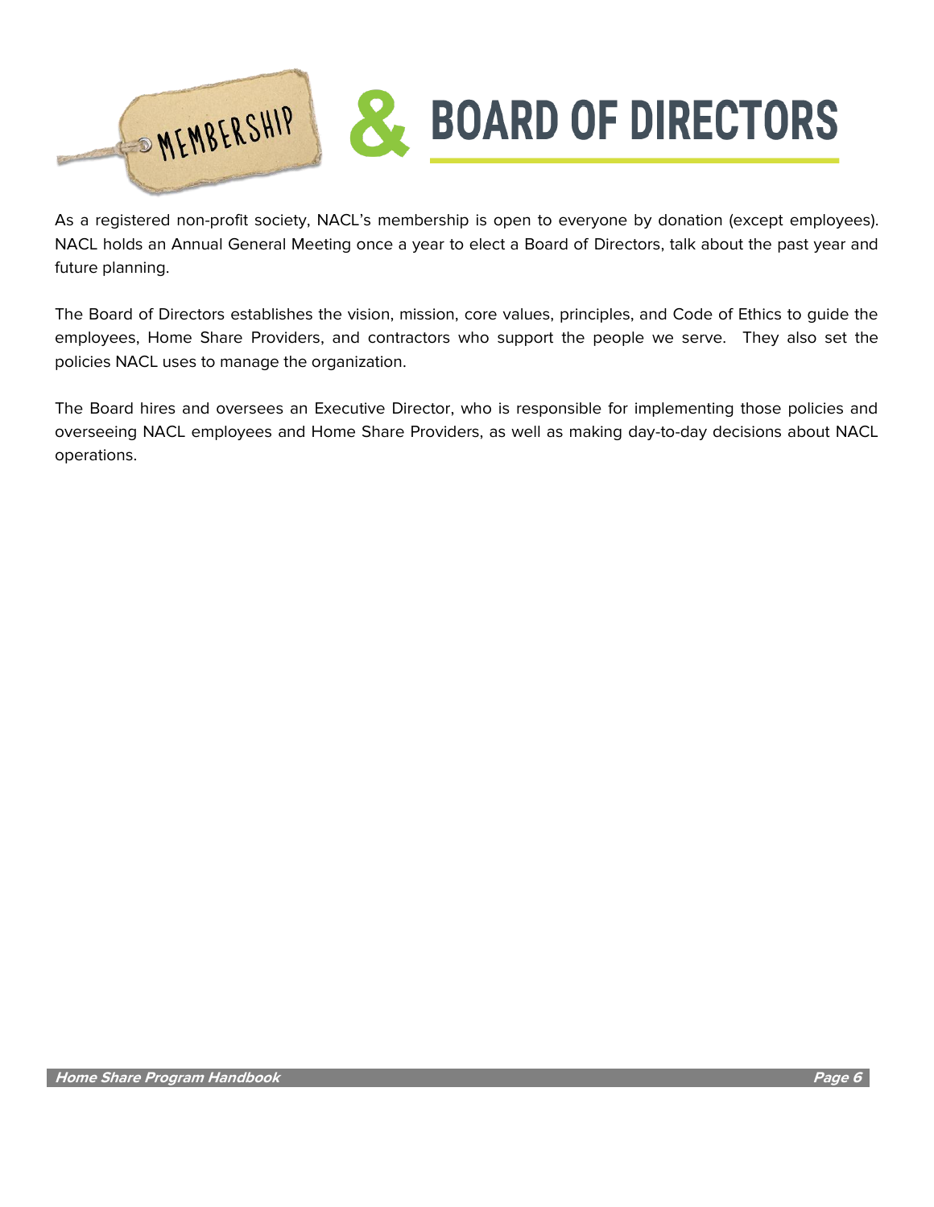# MEMBERSHIP & BOARD OF DIRECTORS

As a registered non-profit society, NACL's membership is open to everyone by donation (except employees). NACL holds an Annual General Meeting once a year to elect a Board of Directors, talk about the past year and future planning.

The Board of Directors establishes the vision, mission, core values, principles, and Code of Ethics to guide the employees, Home Share Providers, and contractors who support the people we serve. They also set the policies NACL uses to manage the organization.

The Board hires and oversees an Executive Director, who is responsible for implementing those policies and overseeing NACL employees and Home Share Providers, as well as making day-to-day decisions about NACL operations.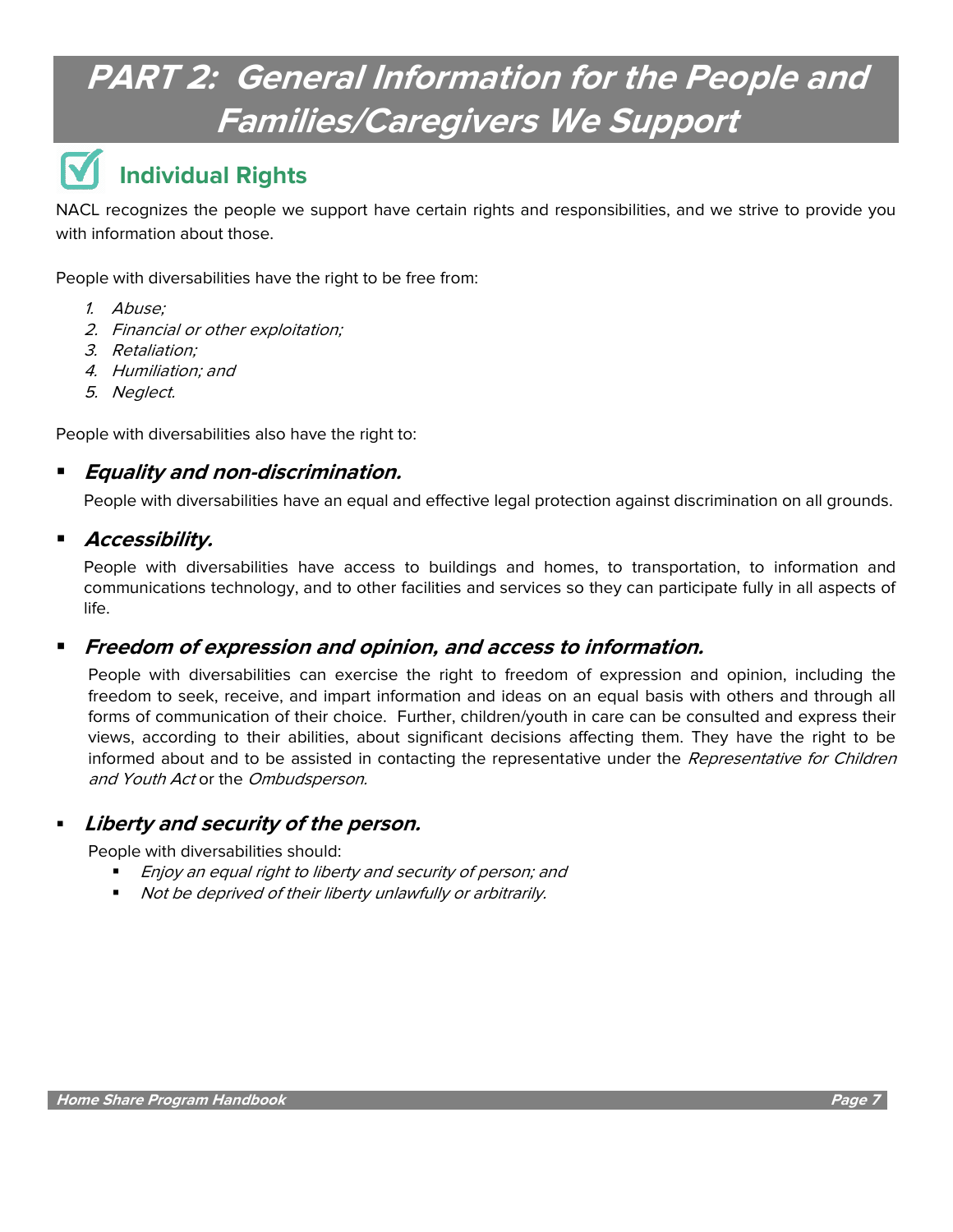# PART 2: General Information for the People and Families/Caregivers We Support

## Individual Rights

NACL recognizes the people we support have certain rights and responsibilities, and we strive to provide you with information about those.

People with diversabilities have the right to be free from:

1. *Abuse;*
2. *Financial or other exploitation;*
3. *Retaliation;*
4. *Humiliation; and*
5. *Neglect.*

People with diversabilities also have the right to:

- ***Equality and non-discrimination.***

  People with diversabilities have an equal and effective legal protection against discrimination on all grounds.

- ***Accessibility.***

  People with diversabilities have access to buildings and homes, to transportation, to information and communications technology, and to other facilities and services so they can participate fully in all aspects of life.

- ***Freedom of expression and opinion, and access to information.***

  People with diversabilities can exercise the right to freedom of expression and opinion, including the freedom to seek, receive, and impart information and ideas on an equal basis with others and through all forms of communication of their choice. Further, children/youth in care can be consulted and express their views, according to their abilities, about significant decisions affecting them. They have the right to be informed about and to be assisted in contacting the representative under the *Representative for Children and Youth Act* or the *Ombudsperson.*

- ***Liberty and security of the person.***

  People with diversabilities should:

  - *Enjoy an equal right to liberty and security of person; and*
  - *Not be deprived of their liberty unlawfully or arbitrarily.*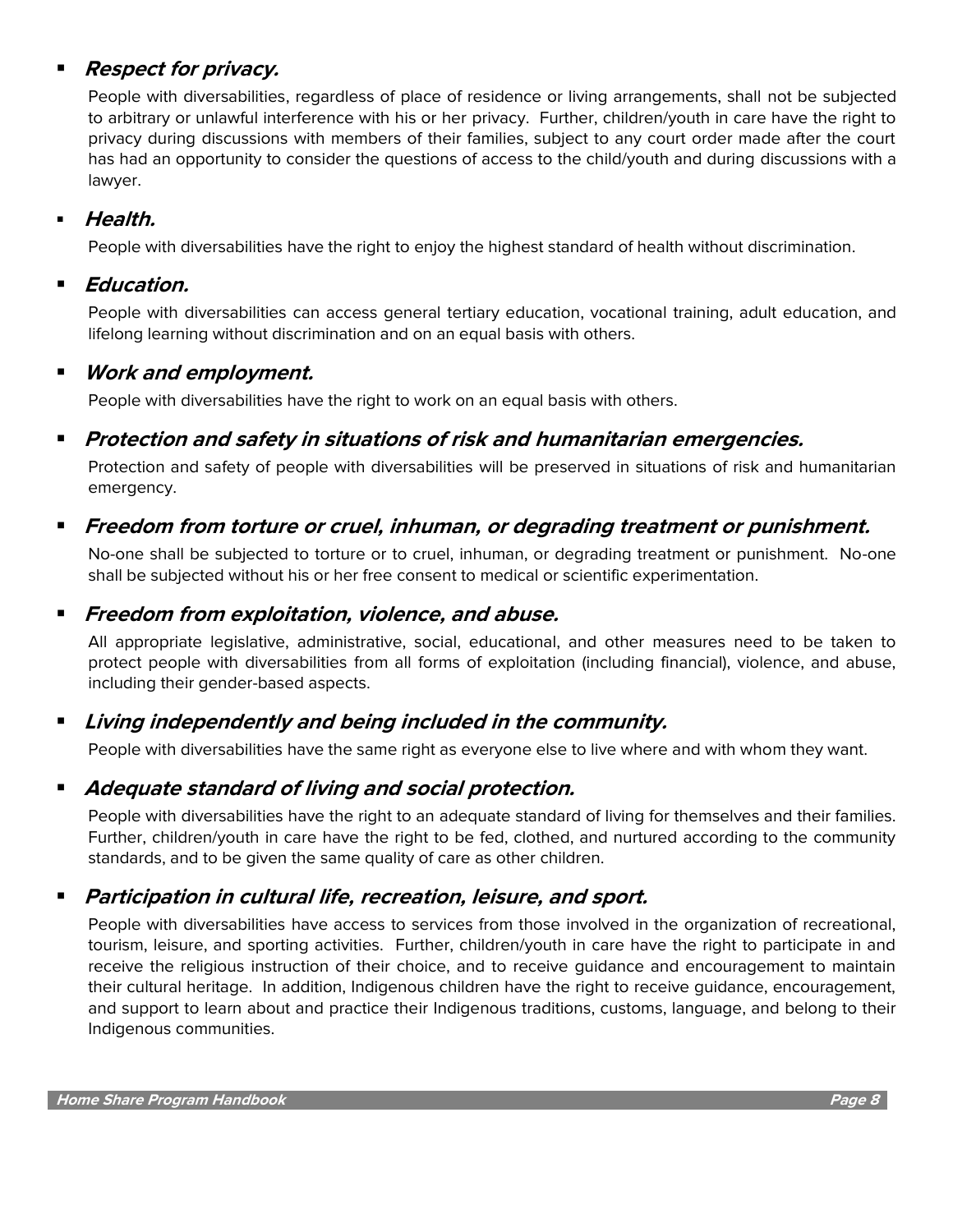- ***Respect for privacy.***

  People with diversabilities, regardless of place of residence or living arrangements, shall not be subjected to arbitrary or unlawful interference with his or her privacy. Further, children/youth in care have the right to privacy during discussions with members of their families, subject to any court order made after the court has had an opportunity to consider the questions of access to the child/youth and during discussions with a lawyer.

- ***Health.***

  People with diversabilities have the right to enjoy the highest standard of health without discrimination.

- ***Education.***

  People with diversabilities can access general tertiary education, vocational training, adult education, and lifelong learning without discrimination and on an equal basis with others.

- ***Work and employment.***

  People with diversabilities have the right to work on an equal basis with others.

- ***Protection and safety in situations of risk and humanitarian emergencies.***

  Protection and safety of people with diversabilities will be preserved in situations of risk and humanitarian emergency.

- ***Freedom from torture or cruel, inhuman, or degrading treatment or punishment.***

  No-one shall be subjected to torture or to cruel, inhuman, or degrading treatment or punishment. No-one shall be subjected without his or her free consent to medical or scientific experimentation.

- ***Freedom from exploitation, violence, and abuse.***

  All appropriate legislative, administrative, social, educational, and other measures need to be taken to protect people with diversabilities from all forms of exploitation (including financial), violence, and abuse, including their gender-based aspects.

- ***Living independently and being included in the community.***

  People with diversabilities have the same right as everyone else to live where and with whom they want.

- ***Adequate standard of living and social protection.***

  People with diversabilities have the right to an adequate standard of living for themselves and their families. Further, children/youth in care have the right to be fed, clothed, and nurtured according to the community standards, and to be given the same quality of care as other children.

- ***Participation in cultural life, recreation, leisure, and sport.***

  People with diversabilities have access to services from those involved in the organization of recreational, tourism, leisure, and sporting activities. Further, children/youth in care have the right to participate in and receive the religious instruction of their choice, and to receive guidance and encouragement to maintain their cultural heritage. In addition, Indigenous children have the right to receive guidance, encouragement, and support to learn about and practice their Indigenous traditions, customs, language, and belong to their Indigenous communities.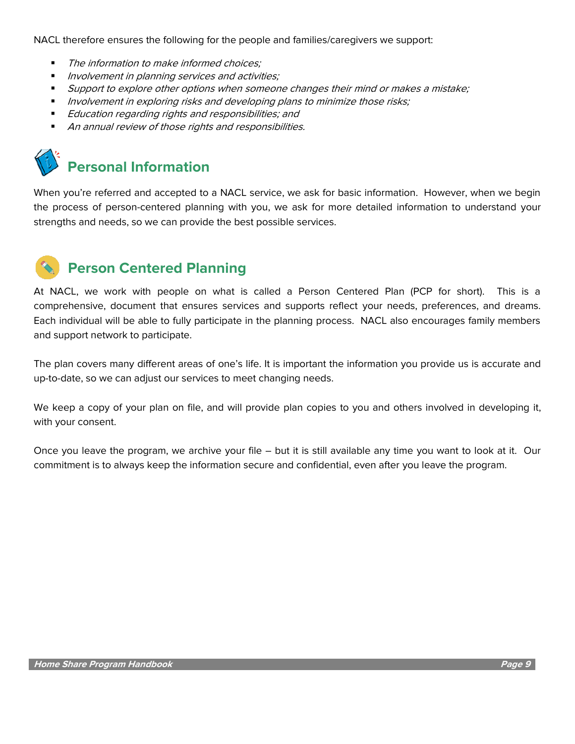NACL therefore ensures the following for the people and families/caregivers we support:

- *The information to make informed choices;*
- *Involvement in planning services and activities;*
- *Support to explore other options when someone changes their mind or makes a mistake;*
- *Involvement in exploring risks and developing plans to minimize those risks;*
- *Education regarding rights and responsibilities; and*
- *An annual review of those rights and responsibilities.*

## Personal Information

When you're referred and accepted to a NACL service, we ask for basic information. However, when we begin the process of person-centered planning with you, we ask for more detailed information to understand your strengths and needs, so we can provide the best possible services.

## Person Centered Planning

At NACL, we work with people on what is called a Person Centered Plan (PCP for short). This is a comprehensive, document that ensures services and supports reflect your needs, preferences, and dreams. Each individual will be able to fully participate in the planning process. NACL also encourages family members and support network to participate.

The plan covers many different areas of one's life. It is important the information you provide us is accurate and up-to-date, so we can adjust our services to meet changing needs.

We keep a copy of your plan on file, and will provide plan copies to you and others involved in developing it, with your consent.

Once you leave the program, we archive your file – but it is still available any time you want to look at it. Our commitment is to always keep the information secure and confidential, even after you leave the program.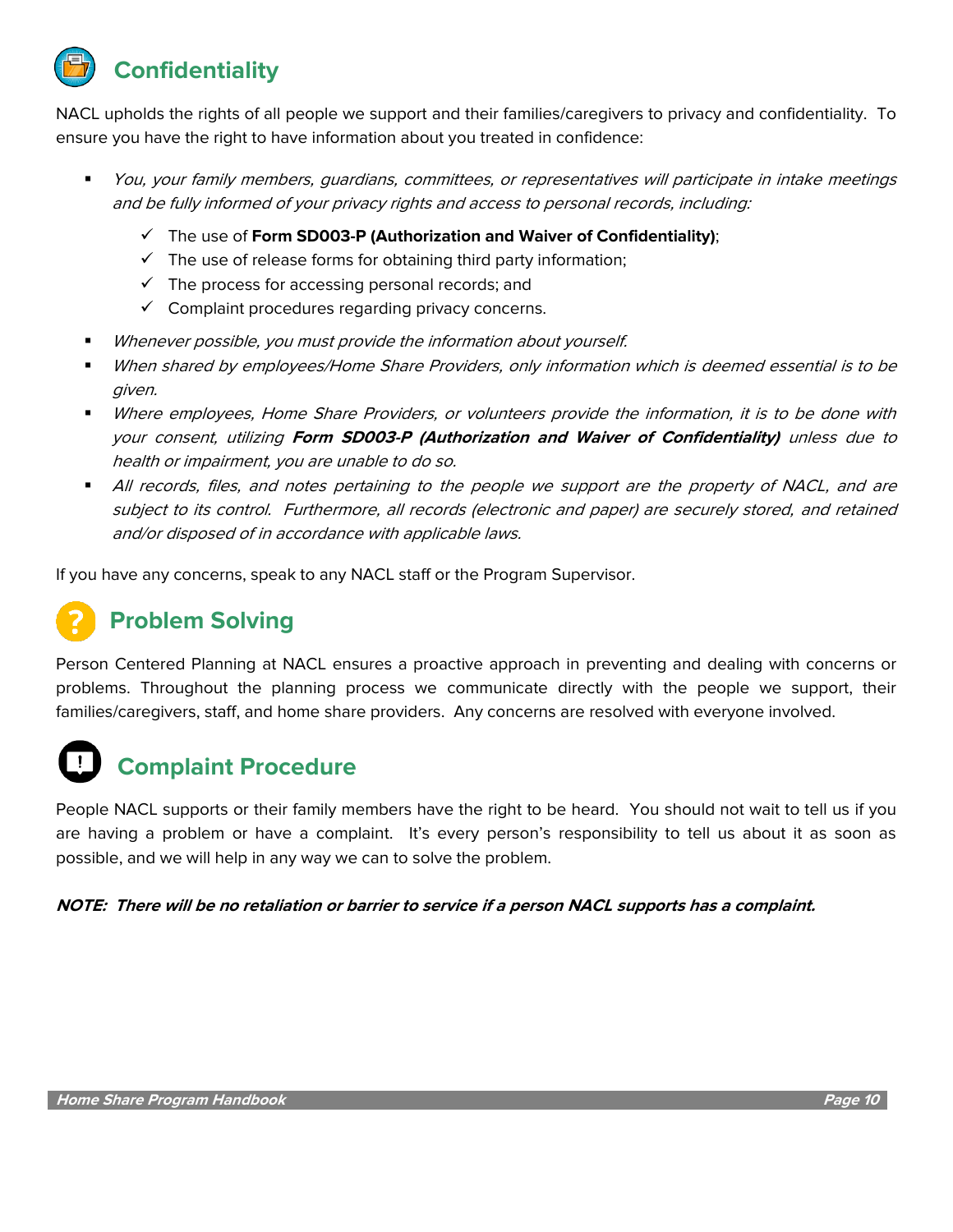## Confidentiality

NACL upholds the rights of all people we support and their families/caregivers to privacy and confidentiality. To ensure you have the right to have information about you treated in confidence:

- *You, your family members, guardians, committees, or representatives will participate in intake meetings and be fully informed of your privacy rights and access to personal records, including:*
  - ✓ The use of **Form SD003-P (Authorization and Waiver of Confidentiality)**;
  - ✓ The use of release forms for obtaining third party information;
  - ✓ The process for accessing personal records; and
  - ✓ Complaint procedures regarding privacy concerns.
- *Whenever possible, you must provide the information about yourself.*
- *When shared by employees/Home Share Providers, only information which is deemed essential is to be given.*
- *Where employees, Home Share Providers, or volunteers provide the information, it is to be done with your consent, utilizing* ***Form SD003-P (Authorization and Waiver of Confidentiality)*** *unless due to health or impairment, you are unable to do so.*
- *All records, files, and notes pertaining to the people we support are the property of NACL, and are subject to its control. Furthermore, all records (electronic and paper) are securely stored, and retained and/or disposed of in accordance with applicable laws.*

If you have any concerns, speak to any NACL staff or the Program Supervisor.

## Problem Solving

Person Centered Planning at NACL ensures a proactive approach in preventing and dealing with concerns or problems. Throughout the planning process we communicate directly with the people we support, their families/caregivers, staff, and home share providers. Any concerns are resolved with everyone involved.

## Complaint Procedure

People NACL supports or their family members have the right to be heard. You should not wait to tell us if you are having a problem or have a complaint. It's every person's responsibility to tell us about it as soon as possible, and we will help in any way we can to solve the problem.

***NOTE: There will be no retaliation or barrier to service if a person NACL supports has a complaint.***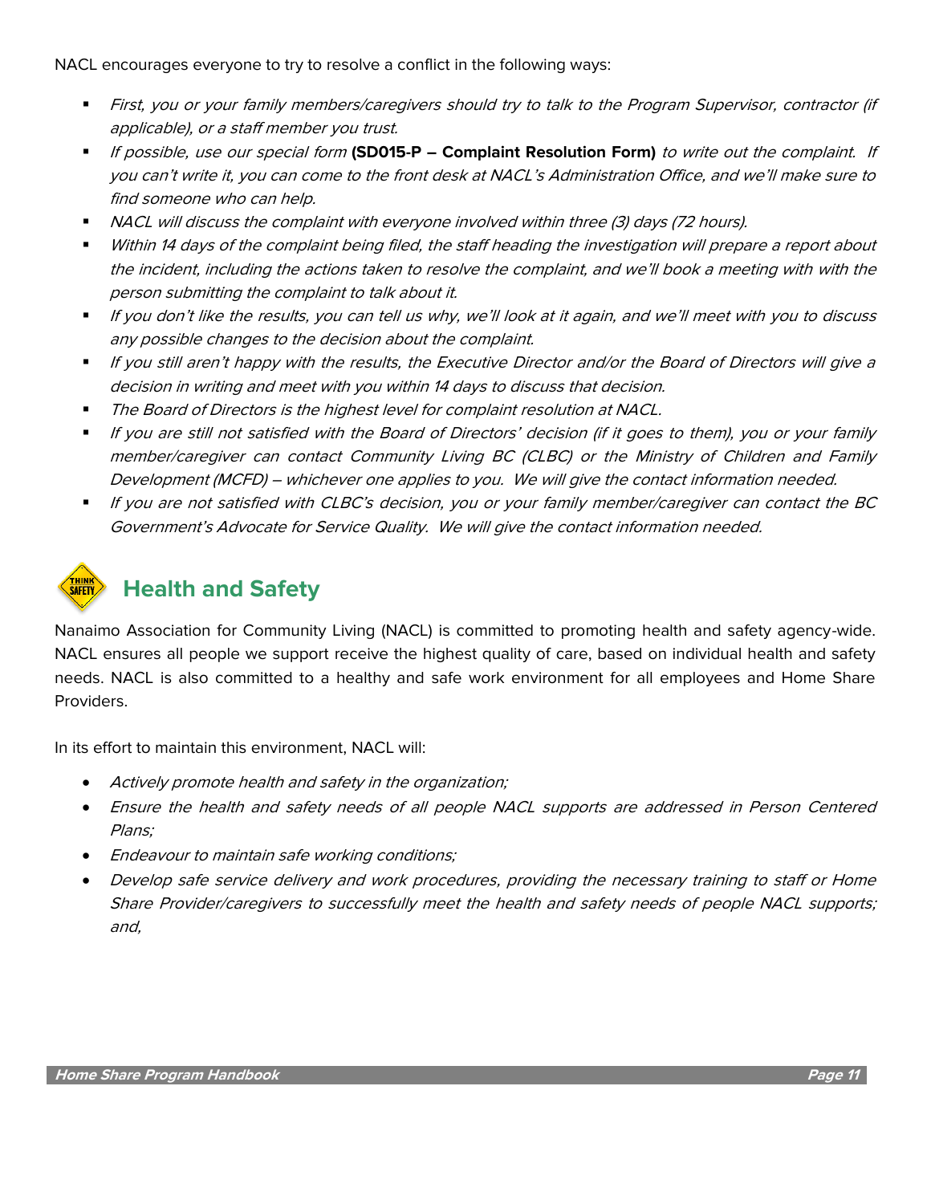NACL encourages everyone to try to resolve a conflict in the following ways:

- *First, you or your family members/caregivers should try to talk to the Program Supervisor, contractor (if applicable), or a staff member you trust.*
- *If possible, use our special form* **(SD015-P – Complaint Resolution Form)** *to write out the complaint. If you can't write it, you can come to the front desk at NACL's Administration Office, and we'll make sure to find someone who can help.*
- *NACL will discuss the complaint with everyone involved within three (3) days (72 hours).*
- *Within 14 days of the complaint being filed, the staff heading the investigation will prepare a report about the incident, including the actions taken to resolve the complaint, and we'll book a meeting with with the person submitting the complaint to talk about it.*
- *If you don't like the results, you can tell us why, we'll look at it again, and we'll meet with you to discuss any possible changes to the decision about the complaint.*
- *If you still aren't happy with the results, the Executive Director and/or the Board of Directors will give a decision in writing and meet with you within 14 days to discuss that decision.*
- *The Board of Directors is the highest level for complaint resolution at NACL.*
- *If you are still not satisfied with the Board of Directors' decision (if it goes to them), you or your family member/caregiver can contact Community Living BC (CLBC) or the Ministry of Children and Family Development (MCFD) – whichever one applies to you. We will give the contact information needed.*
- *If you are not satisfied with CLBC's decision, you or your family member/caregiver can contact the BC Government's Advocate for Service Quality. We will give the contact information needed.*

## Health and Safety

Nanaimo Association for Community Living (NACL) is committed to promoting health and safety agency-wide. NACL ensures all people we support receive the highest quality of care, based on individual health and safety needs. NACL is also committed to a healthy and safe work environment for all employees and Home Share Providers.

In its effort to maintain this environment, NACL will:

- *Actively promote health and safety in the organization;*
- *Ensure the health and safety needs of all people NACL supports are addressed in Person Centered Plans;*
- *Endeavour to maintain safe working conditions;*
- *Develop safe service delivery and work procedures, providing the necessary training to staff or Home Share Provider/caregivers to successfully meet the health and safety needs of people NACL supports; and,*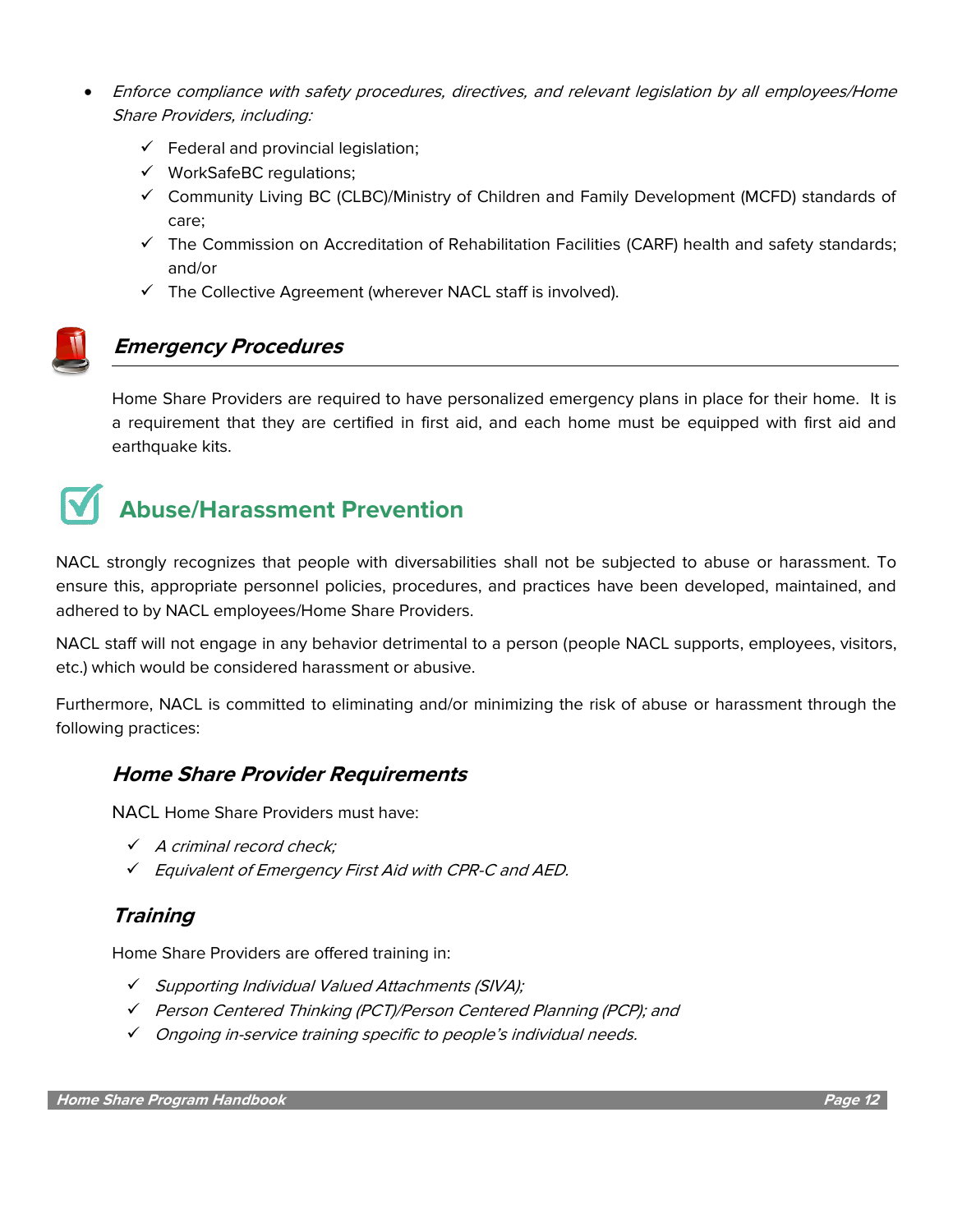- *Enforce compliance with safety procedures, directives, and relevant legislation by all employees/Home Share Providers, including:*
  - ✓ Federal and provincial legislation;
  - ✓ WorkSafeBC regulations;
  - ✓ Community Living BC (CLBC)/Ministry of Children and Family Development (MCFD) standards of care;
  - ✓ The Commission on Accreditation of Rehabilitation Facilities (CARF) health and safety standards; and/or
  - ✓ The Collective Agreement (wherever NACL staff is involved).

### *Emergency Procedures*

Home Share Providers are required to have personalized emergency plans in place for their home. It is a requirement that they are certified in first aid, and each home must be equipped with first aid and earthquake kits.

## Abuse/Harassment Prevention

NACL strongly recognizes that people with diversabilities shall not be subjected to abuse or harassment. To ensure this, appropriate personnel policies, procedures, and practices have been developed, maintained, and adhered to by NACL employees/Home Share Providers.

NACL staff will not engage in any behavior detrimental to a person (people NACL supports, employees, visitors, etc.) which would be considered harassment or abusive.

Furthermore, NACL is committed to eliminating and/or minimizing the risk of abuse or harassment through the following practices:

### *Home Share Provider Requirements*

NACL Home Share Providers must have:

- ✓ *A criminal record check;*
- ✓ *Equivalent of Emergency First Aid with CPR-C and AED.*

### *Training*

Home Share Providers are offered training in:

- ✓ *Supporting Individual Valued Attachments (SIVA);*
- ✓ *Person Centered Thinking (PCT)/Person Centered Planning (PCP); and*
- ✓ *Ongoing in-service training specific to people's individual needs.*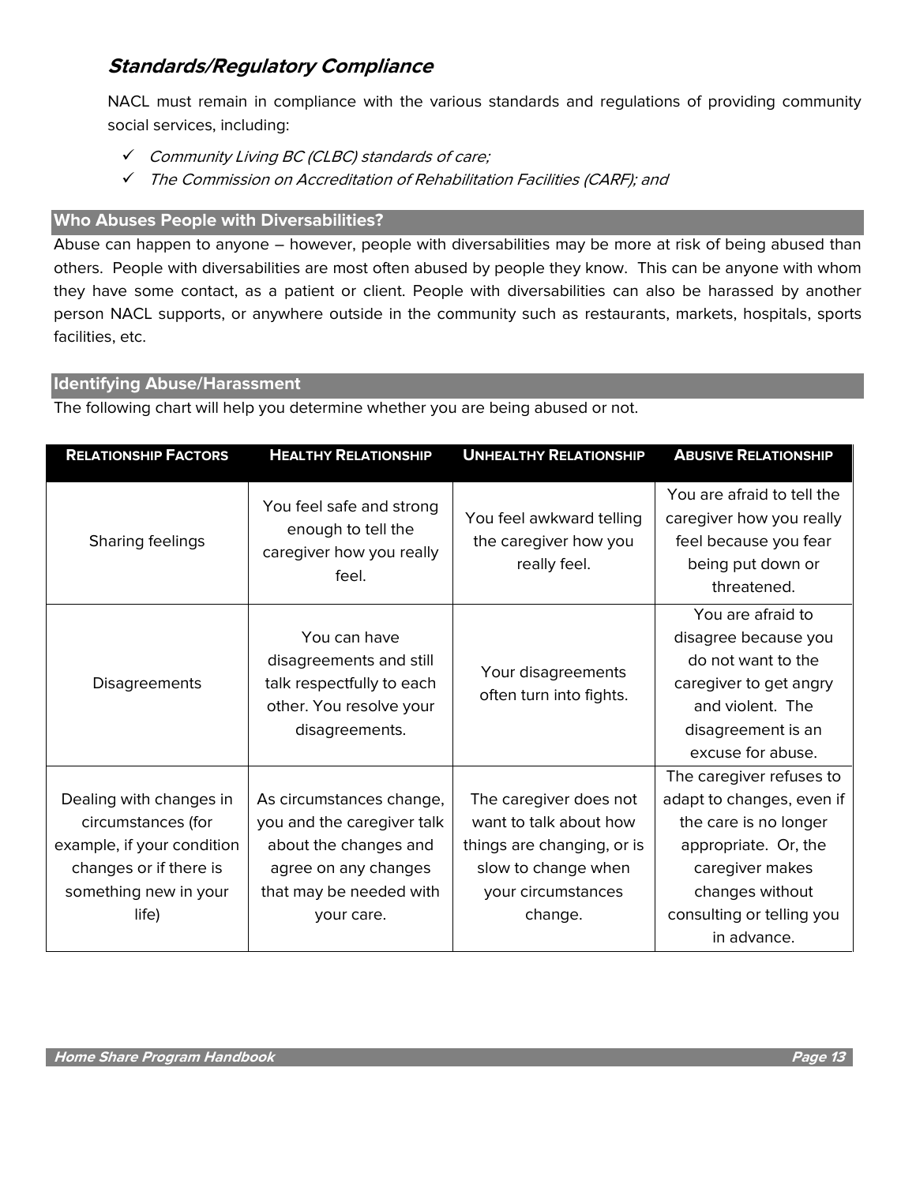## *Standards/Regulatory Compliance*

NACL must remain in compliance with the various standards and regulations of providing community social services, including:

- ✓ *Community Living BC (CLBC) standards of care;*
- ✓ *The Commission on Accreditation of Rehabilitation Facilities (CARF); and*

### Who Abuses People with Diversabilities?

Abuse can happen to anyone – however, people with diversabilities may be more at risk of being abused than others. People with diversabilities are most often abused by people they know. This can be anyone with whom they have some contact, as a patient or client. People with diversabilities can also be harassed by another person NACL supports, or anywhere outside in the community such as restaurants, markets, hospitals, sports facilities, etc.

### Identifying Abuse/Harassment

The following chart will help you determine whether you are being abused or not.

| Relationship Factors | Healthy Relationship | Unhealthy Relationship | Abusive Relationship |
|---|---|---|---|
| Sharing feelings | You feel safe and strong enough to tell the caregiver how you really feel. | You feel awkward telling the caregiver how you really feel. | You are afraid to tell the caregiver how you really feel because you fear being put down or threatened. |
| Disagreements | You can have disagreements and still talk respectfully to each other. You resolve your disagreements. | Your disagreements often turn into fights. | You are afraid to disagree because you do not want to the caregiver to get angry and violent. The disagreement is an excuse for abuse. |
| Dealing with changes in circumstances (for example, if your condition changes or if there is something new in your life) | As circumstances change, you and the caregiver talk about the changes and agree on any changes that may be needed with your care. | The caregiver does not want to talk about how things are changing, or is slow to change when your circumstances change. | The caregiver refuses to adapt to changes, even if the care is no longer appropriate. Or, the caregiver makes changes without consulting or telling you in advance. |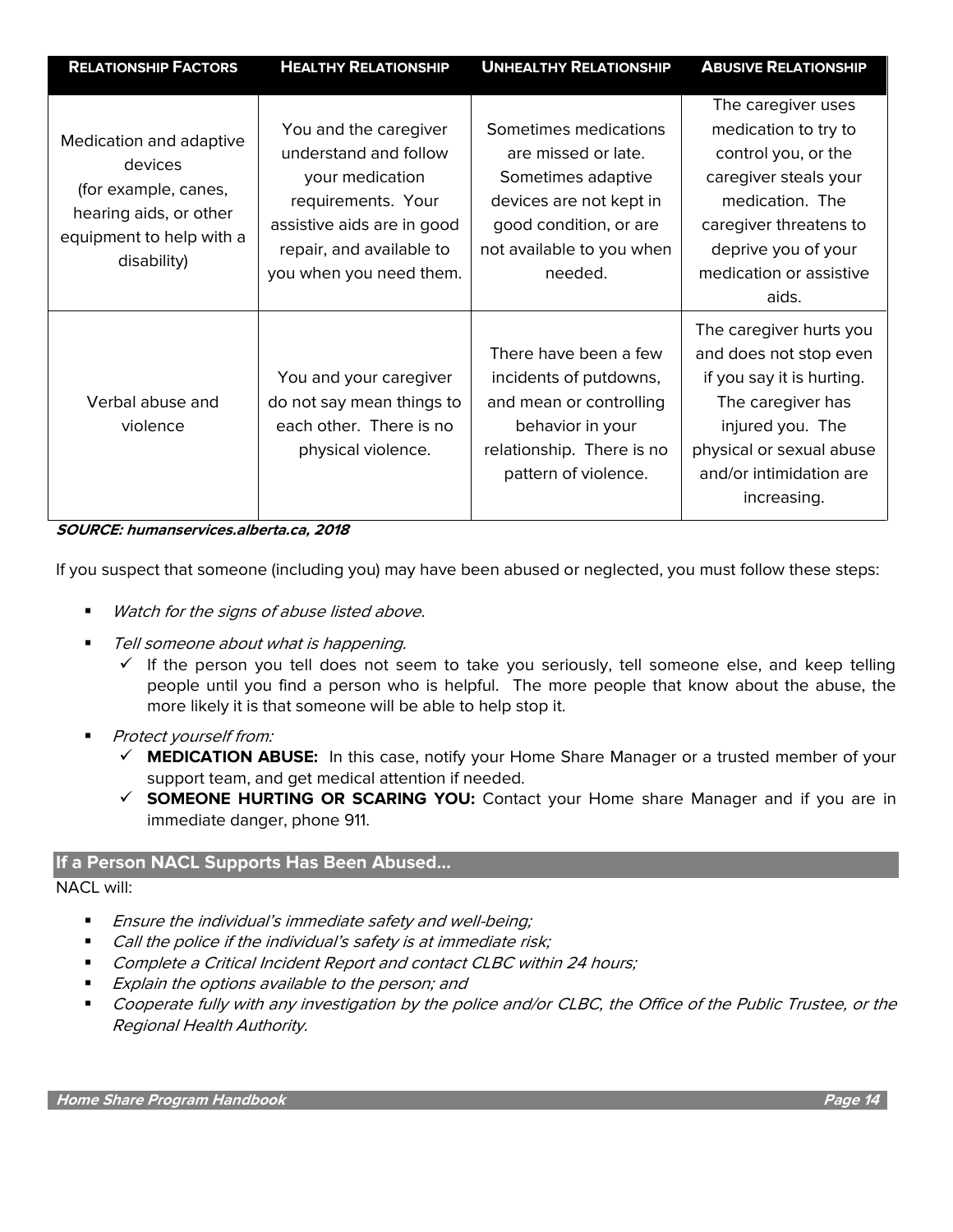| RELATIONSHIP FACTORS | HEALTHY RELATIONSHIP | UNHEALTHY RELATIONSHIP | ABUSIVE RELATIONSHIP |
|---|---|---|---|
| Medication and adaptive devices (for example, canes, hearing aids, or other equipment to help with a disability) | You and the caregiver understand and follow your medication requirements. Your assistive aids are in good repair, and available to you when you need them. | Sometimes medications are missed or late. Sometimes adaptive devices are not kept in good condition, or are not available to you when needed. | The caregiver uses medication to try to control you, or the caregiver steals your medication. The caregiver threatens to deprive you of your medication or assistive aids. |
| Verbal abuse and violence | You and your caregiver do not say mean things to each other. There is no physical violence. | There have been a few incidents of putdowns, and mean or controlling behavior in your relationship. There is no pattern of violence. | The caregiver hurts you and does not stop even if you say it is hurting. The caregiver has injured you. The physical or sexual abuse and/or intimidation are increasing. |

***SOURCE: humanservices.alberta.ca, 2018***

If you suspect that someone (including you) may have been abused or neglected, you must follow these steps:

- *Watch for the signs of abuse listed above.*
- *Tell someone about what is happening.*
  - ✓ If the person you tell does not seem to take you seriously, tell someone else, and keep telling people until you find a person who is helpful. The more people that know about the abuse, the more likely it is that someone will be able to help stop it.
- *Protect yourself from:*
  - ✓ **MEDICATION ABUSE:** In this case, notify your Home Share Manager or a trusted member of your support team, and get medical attention if needed.
  - ✓ **SOMEONE HURTING OR SCARING YOU:** Contact your Home share Manager and if you are in immediate danger, phone 911.

## If a Person NACL Supports Has Been Abused…

NACL will:

- *Ensure the individual's immediate safety and well-being;*
- *Call the police if the individual's safety is at immediate risk;*
- *Complete a Critical Incident Report and contact CLBC within 24 hours;*
- *Explain the options available to the person; and*
- *Cooperate fully with any investigation by the police and/or CLBC, the Office of the Public Trustee, or the Regional Health Authority.*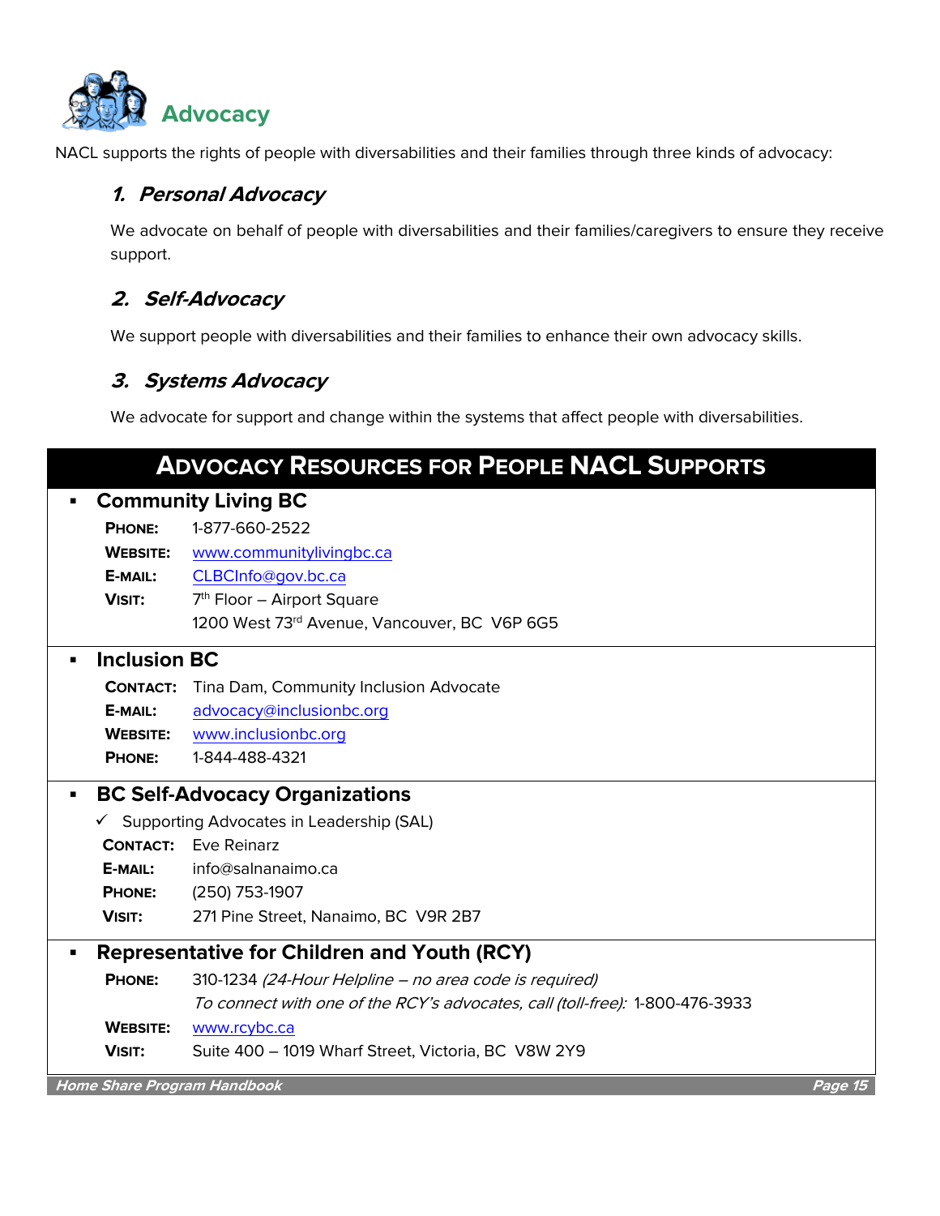# Advocacy

NACL supports the rights of people with diversabilities and their families through three kinds of advocacy:

### 1. *Personal Advocacy*

We advocate on behalf of people with diversabilities and their families/caregivers to ensure they receive support.

### 2. *Self-Advocacy*

We support people with diversabilities and their families to enhance their own advocacy skills.

### 3. *Systems Advocacy*

We advocate for support and change within the systems that affect people with diversabilities.

## ADVOCACY RESOURCES FOR PEOPLE NACL SUPPORTS

- **Community Living BC**

  **PHONE:** 1-877-660-2522
  **WEBSITE:** www.communitylivingbc.ca
  **E-MAIL:** CLBCInfo@gov.bc.ca
  **VISIT:** 7th Floor – Airport Square
  1200 West 73rd Avenue, Vancouver, BC V6P 6G5

- **Inclusion BC**

  **CONTACT:** Tina Dam, Community Inclusion Advocate
  **E-MAIL:** advocacy@inclusionbc.org
  **WEBSITE:** www.inclusionbc.org
  **PHONE:** 1-844-488-4321

- **BC Self-Advocacy Organizations**

  ✓ Supporting Advocates in Leadership (SAL)
  **CONTACT:** Eve Reinarz
  **E-MAIL:** info@salnanaimo.ca
  **PHONE:** (250) 753-1907
  **VISIT:** 271 Pine Street, Nanaimo, BC V9R 2B7

- **Representative for Children and Youth (RCY)**

  **PHONE:** 310-1234 *(24-Hour Helpline – no area code is required)*
  *To connect with one of the RCY's advocates, call (toll-free):* 1-800-476-3933
  **WEBSITE:** www.rcybc.ca
  **VISIT:** Suite 400 – 1019 Wharf Street, Victoria, BC V8W 2Y9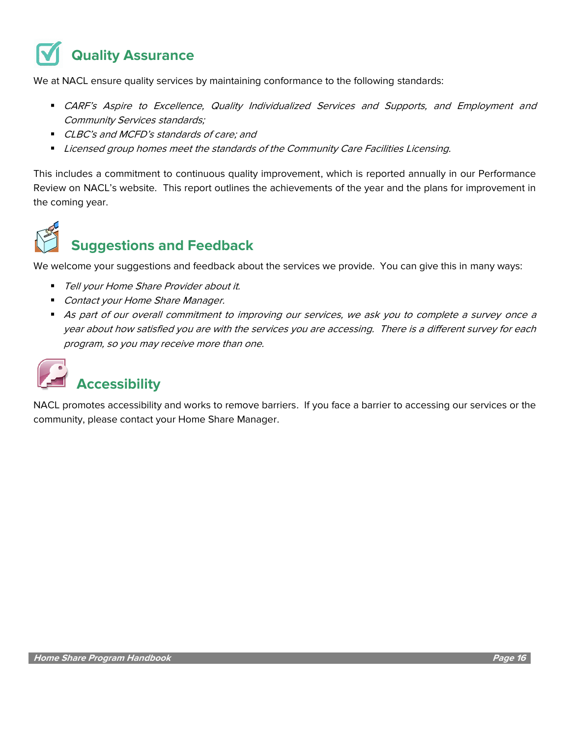## Quality Assurance

We at NACL ensure quality services by maintaining conformance to the following standards:

- *CARF's Aspire to Excellence, Quality Individualized Services and Supports, and Employment and Community Services standards;*
- *CLBC's and MCFD's standards of care; and*
- *Licensed group homes meet the standards of the Community Care Facilities Licensing.*

This includes a commitment to continuous quality improvement, which is reported annually in our Performance Review on NACL's website. This report outlines the achievements of the year and the plans for improvement in the coming year.

## Suggestions and Feedback

We welcome your suggestions and feedback about the services we provide. You can give this in many ways:

- *Tell your Home Share Provider about it.*
- *Contact your Home Share Manager.*
- *As part of our overall commitment to improving our services, we ask you to complete a survey once a year about how satisfied you are with the services you are accessing. There is a different survey for each program, so you may receive more than one.*

## Accessibility

NACL promotes accessibility and works to remove barriers. If you face a barrier to accessing our services or the community, please contact your Home Share Manager.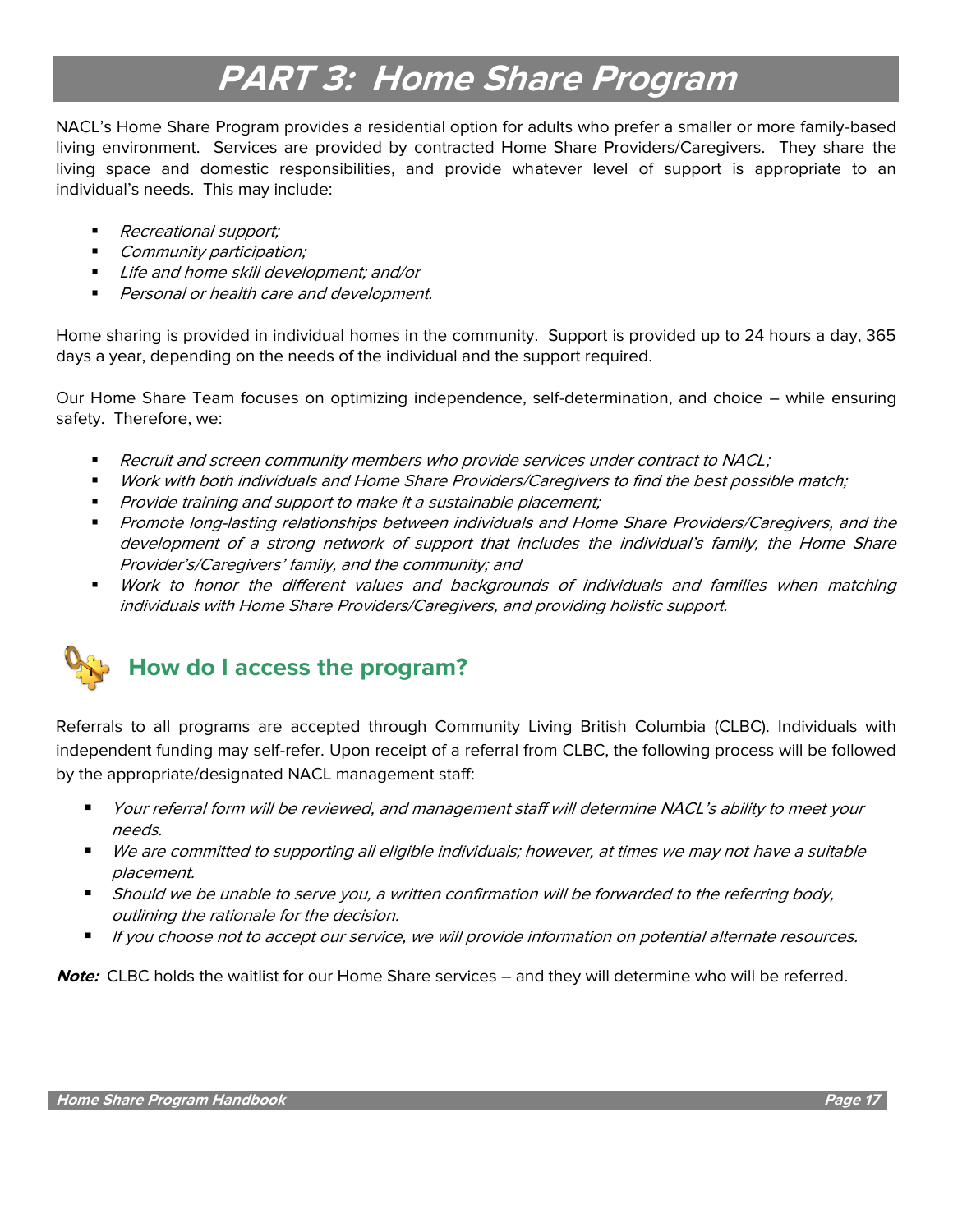# PART 3: Home Share Program

NACL's Home Share Program provides a residential option for adults who prefer a smaller or more family-based living environment. Services are provided by contracted Home Share Providers/Caregivers. They share the living space and domestic responsibilities, and provide whatever level of support is appropriate to an individual's needs. This may include:

- *Recreational support;*
- *Community participation;*
- *Life and home skill development; and/or*
- *Personal or health care and development.*

Home sharing is provided in individual homes in the community. Support is provided up to 24 hours a day, 365 days a year, depending on the needs of the individual and the support required.

Our Home Share Team focuses on optimizing independence, self-determination, and choice – while ensuring safety. Therefore, we:

- *Recruit and screen community members who provide services under contract to NACL;*
- *Work with both individuals and Home Share Providers/Caregivers to find the best possible match;*
- *Provide training and support to make it a sustainable placement;*
- *Promote long-lasting relationships between individuals and Home Share Providers/Caregivers, and the development of a strong network of support that includes the individual's family, the Home Share Provider's/Caregivers' family, and the community; and*
- *Work to honor the different values and backgrounds of individuals and families when matching individuals with Home Share Providers/Caregivers, and providing holistic support.*

## How do I access the program?

Referrals to all programs are accepted through Community Living British Columbia (CLBC). Individuals with independent funding may self-refer. Upon receipt of a referral from CLBC, the following process will be followed by the appropriate/designated NACL management staff:

- *Your referral form will be reviewed, and management staff will determine NACL's ability to meet your needs.*
- *We are committed to supporting all eligible individuals; however, at times we may not have a suitable placement.*
- *Should we be unable to serve you, a written confirmation will be forwarded to the referring body, outlining the rationale for the decision.*
- *If you choose not to accept our service, we will provide information on potential alternate resources.*

***Note:*** CLBC holds the waitlist for our Home Share services – and they will determine who will be referred.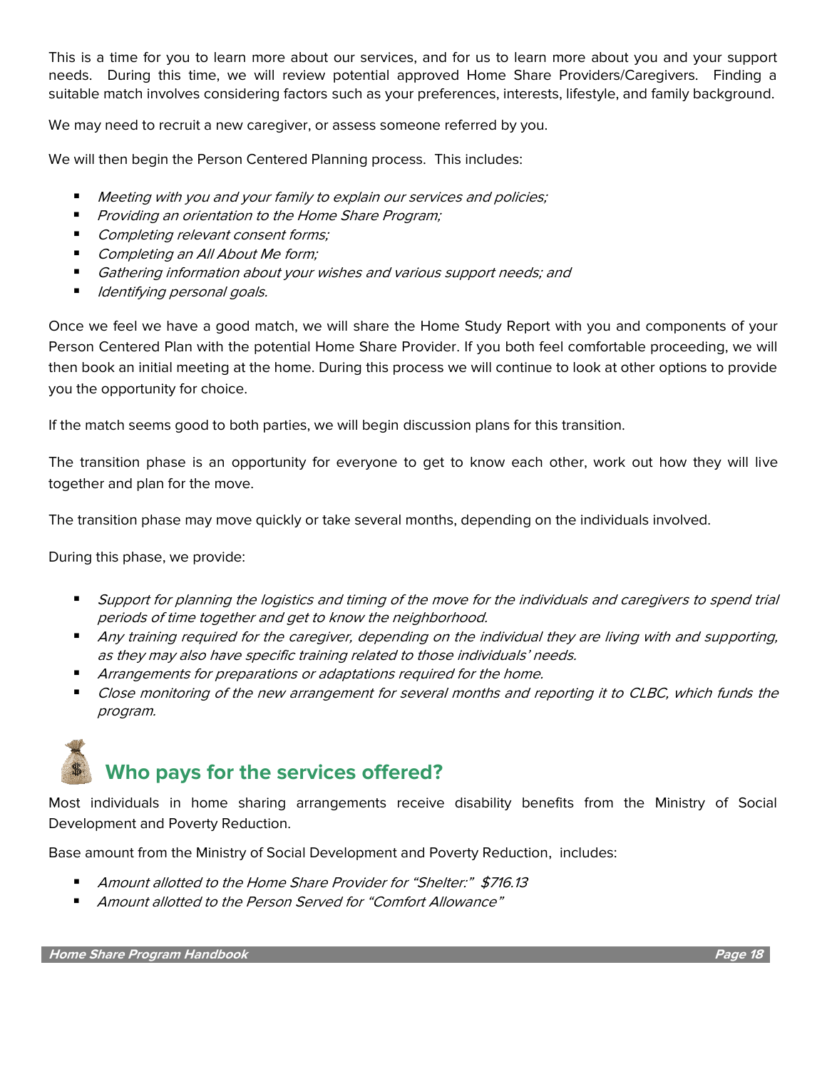This is a time for you to learn more about our services, and for us to learn more about you and your support needs. During this time, we will review potential approved Home Share Providers/Caregivers. Finding a suitable match involves considering factors such as your preferences, interests, lifestyle, and family background.

We may need to recruit a new caregiver, or assess someone referred by you.

We will then begin the Person Centered Planning process. This includes:

- *Meeting with you and your family to explain our services and policies;*
- *Providing an orientation to the Home Share Program;*
- *Completing relevant consent forms;*
- *Completing an All About Me form;*
- *Gathering information about your wishes and various support needs; and*
- *Identifying personal goals.*

Once we feel we have a good match, we will share the Home Study Report with you and components of your Person Centered Plan with the potential Home Share Provider. If you both feel comfortable proceeding, we will then book an initial meeting at the home. During this process we will continue to look at other options to provide you the opportunity for choice.

If the match seems good to both parties, we will begin discussion plans for this transition.

The transition phase is an opportunity for everyone to get to know each other, work out how they will live together and plan for the move.

The transition phase may move quickly or take several months, depending on the individuals involved.

During this phase, we provide:

- *Support for planning the logistics and timing of the move for the individuals and caregivers to spend trial periods of time together and get to know the neighborhood.*
- *Any training required for the caregiver, depending on the individual they are living with and supporting, as they may also have specific training related to those individuals' needs.*
- *Arrangements for preparations or adaptations required for the home.*
- *Close monitoring of the new arrangement for several months and reporting it to CLBC, which funds the program.*

## Who pays for the services offered?

Most individuals in home sharing arrangements receive disability benefits from the Ministry of Social Development and Poverty Reduction.

Base amount from the Ministry of Social Development and Poverty Reduction, includes:

- *Amount allotted to the Home Share Provider for "Shelter:" $716.13*
- *Amount allotted to the Person Served for "Comfort Allowance"*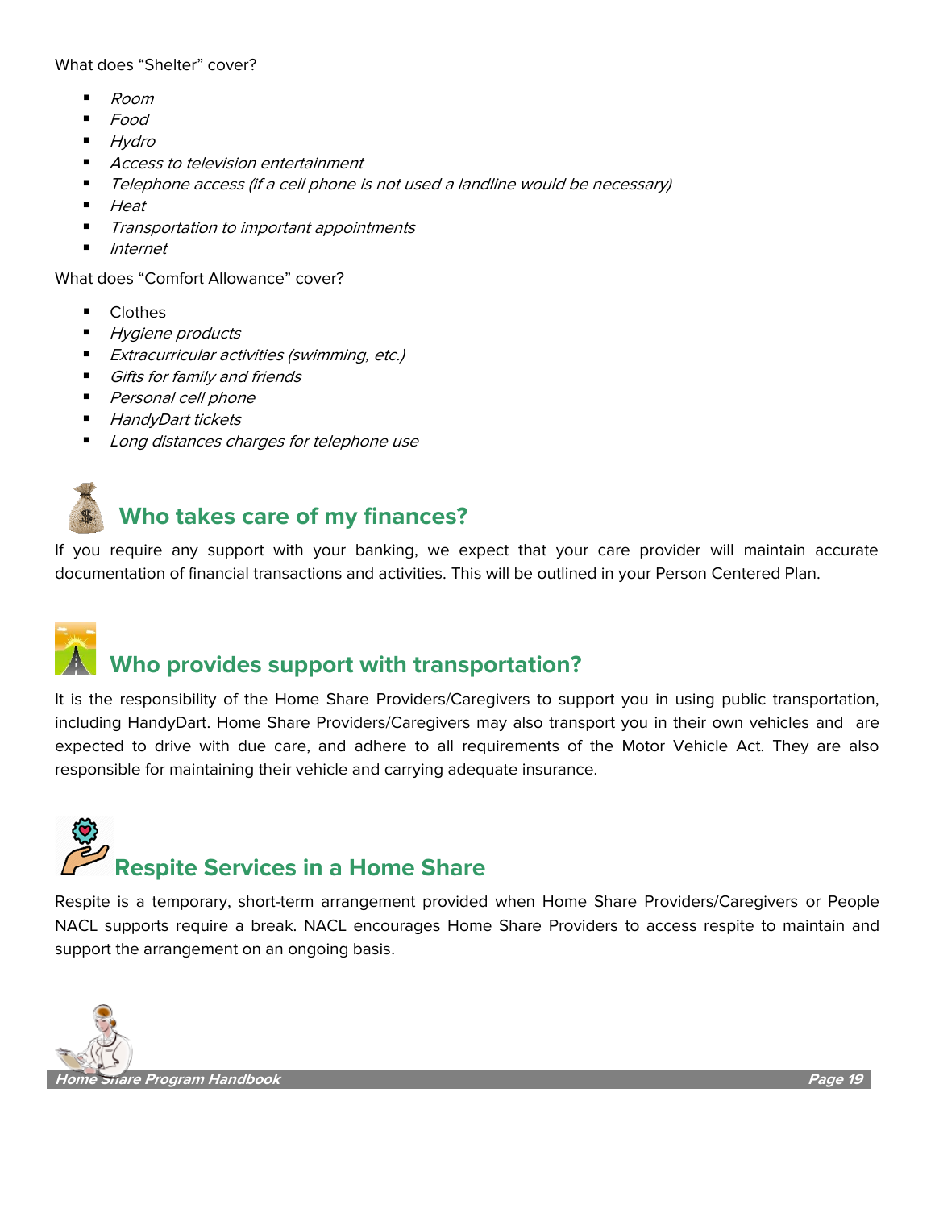What does "Shelter" cover?

- *Room*
- *Food*
- *Hydro*
- *Access to television entertainment*
- *Telephone access (if a cell phone is not used a landline would be necessary)*
- *Heat*
- *Transportation to important appointments*
- *Internet*

What does "Comfort Allowance" cover?

- Clothes
- *Hygiene products*
- *Extracurricular activities (swimming, etc.)*
- *Gifts for family and friends*
- *Personal cell phone*
- *HandyDart tickets*
- *Long distances charges for telephone use*

## Who takes care of my finances?

If you require any support with your banking, we expect that your care provider will maintain accurate documentation of financial transactions and activities. This will be outlined in your Person Centered Plan.

## Who provides support with transportation?

It is the responsibility of the Home Share Providers/Caregivers to support you in using public transportation, including HandyDart. Home Share Providers/Caregivers may also transport you in their own vehicles and are expected to drive with due care, and adhere to all requirements of the Motor Vehicle Act. They are also responsible for maintaining their vehicle and carrying adequate insurance.

## Respite Services in a Home Share

Respite is a temporary, short-term arrangement provided when Home Share Providers/Caregivers or People NACL supports require a break. NACL encourages Home Share Providers to access respite to maintain and support the arrangement on an ongoing basis.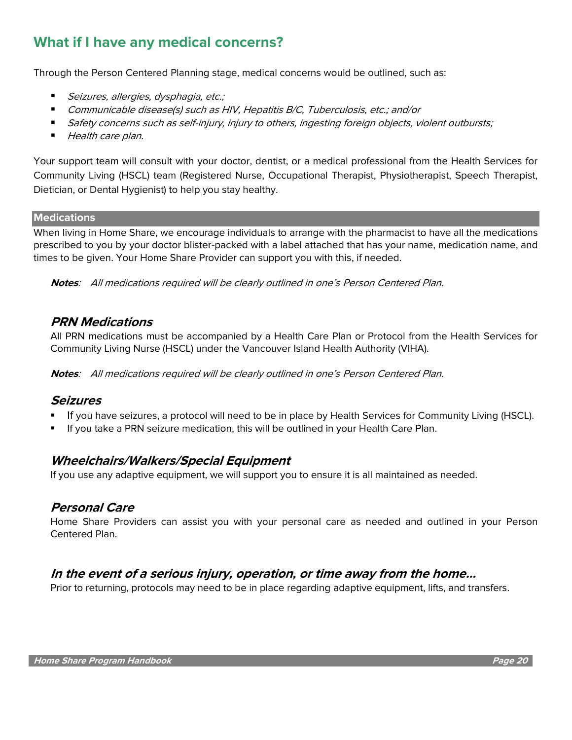## What if I have any medical concerns?

Through the Person Centered Planning stage, medical concerns would be outlined, such as:

- *Seizures, allergies, dysphagia, etc.;*
- *Communicable disease(s) such as HIV, Hepatitis B/C, Tuberculosis, etc.; and/or*
- *Safety concerns such as self-injury, injury to others, ingesting foreign objects, violent outbursts;*
- *Health care plan.*

Your support team will consult with your doctor, dentist, or a medical professional from the Health Services for Community Living (HSCL) team (Registered Nurse, Occupational Therapist, Physiotherapist, Speech Therapist, Dietician, or Dental Hygienist) to help you stay healthy.

### Medications

When living in Home Share, we encourage individuals to arrange with the pharmacist to have all the medications prescribed to you by your doctor blister-packed with a label attached that has your name, medication name, and times to be given. Your Home Share Provider can support you with this, if needed.

***Notes***: *All medications required will be clearly outlined in one's Person Centered Plan.*

### *PRN Medications*

All PRN medications must be accompanied by a Health Care Plan or Protocol from the Health Services for Community Living Nurse (HSCL) under the Vancouver Island Health Authority (VIHA).

***Notes***: *All medications required will be clearly outlined in one's Person Centered Plan.*

### *Seizures*

- If you have seizures, a protocol will need to be in place by Health Services for Community Living (HSCL).
- If you take a PRN seizure medication, this will be outlined in your Health Care Plan.

### *Wheelchairs/Walkers/Special Equipment*

If you use any adaptive equipment, we will support you to ensure it is all maintained as needed.

### *Personal Care*

Home Share Providers can assist you with your personal care as needed and outlined in your Person Centered Plan.

### *In the event of a serious injury, operation, or time away from the home…*

Prior to returning, protocols may need to be in place regarding adaptive equipment, lifts, and transfers.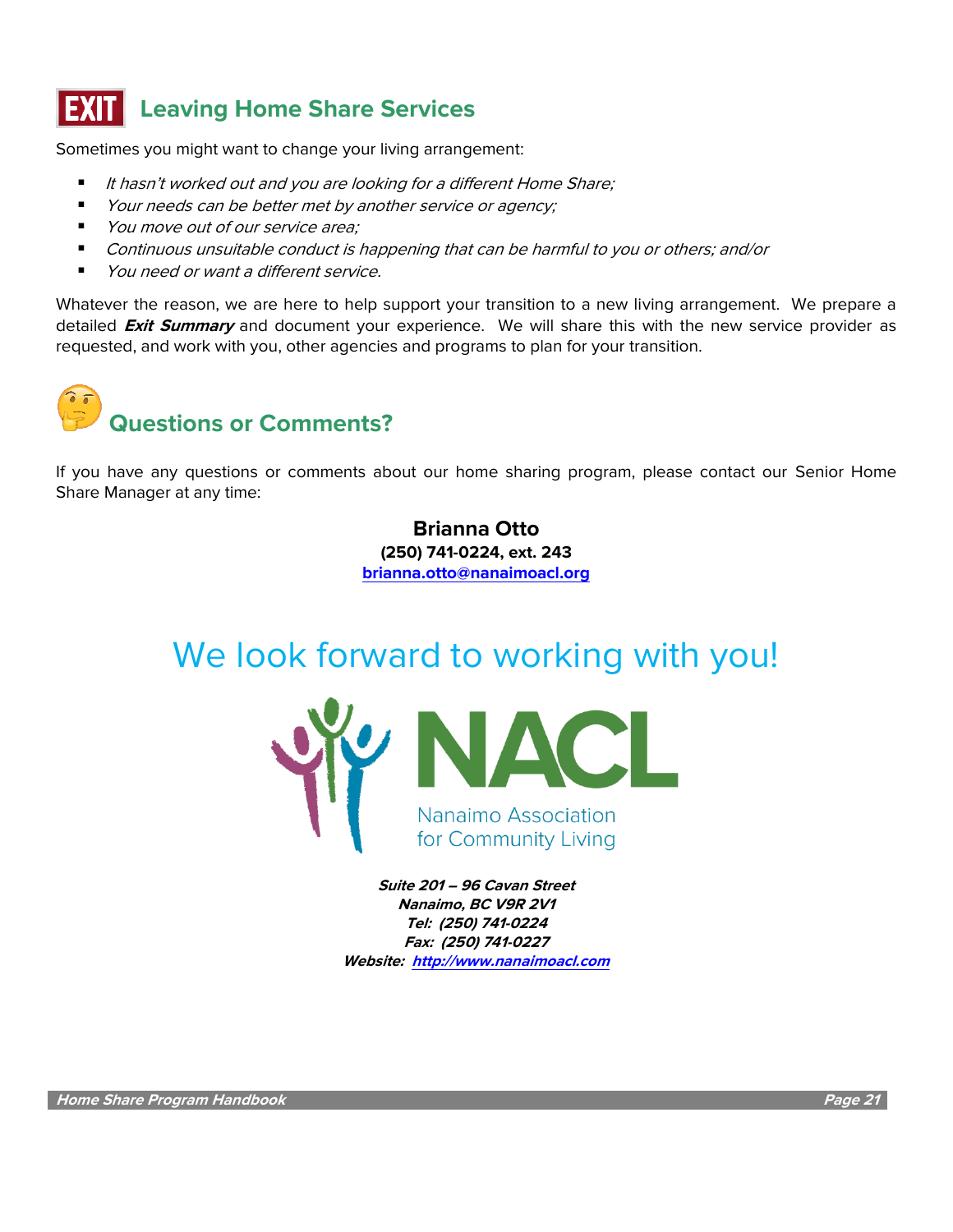## Leaving Home Share Services

Sometimes you might want to change your living arrangement:

- *It hasn't worked out and you are looking for a different Home Share;*
- *Your needs can be better met by another service or agency;*
- *You move out of our service area;*
- *Continuous unsuitable conduct is happening that can be harmful to you or others; and/or*
- *You need or want a different service.*

Whatever the reason, we are here to help support your transition to a new living arrangement. We prepare a detailed ***Exit Summary*** and document your experience. We will share this with the new service provider as requested, and work with you, other agencies and programs to plan for your transition.

## Questions or Comments?

If you have any questions or comments about our home sharing program, please contact our Senior Home Share Manager at any time:

**Brianna Otto**
**(250) 741-0224, ext. 243**
**brianna.otto@nanaimoacl.org**

# We look forward to working with you!

NACL
Nanaimo Association for Community Living

***Suite 201 – 96 Cavan Street***
***Nanaimo, BC V9R 2V1***
***Tel: (250) 741-0224***
***Fax: (250) 741-0227***
***Website: http://www.nanaimoacl.com***